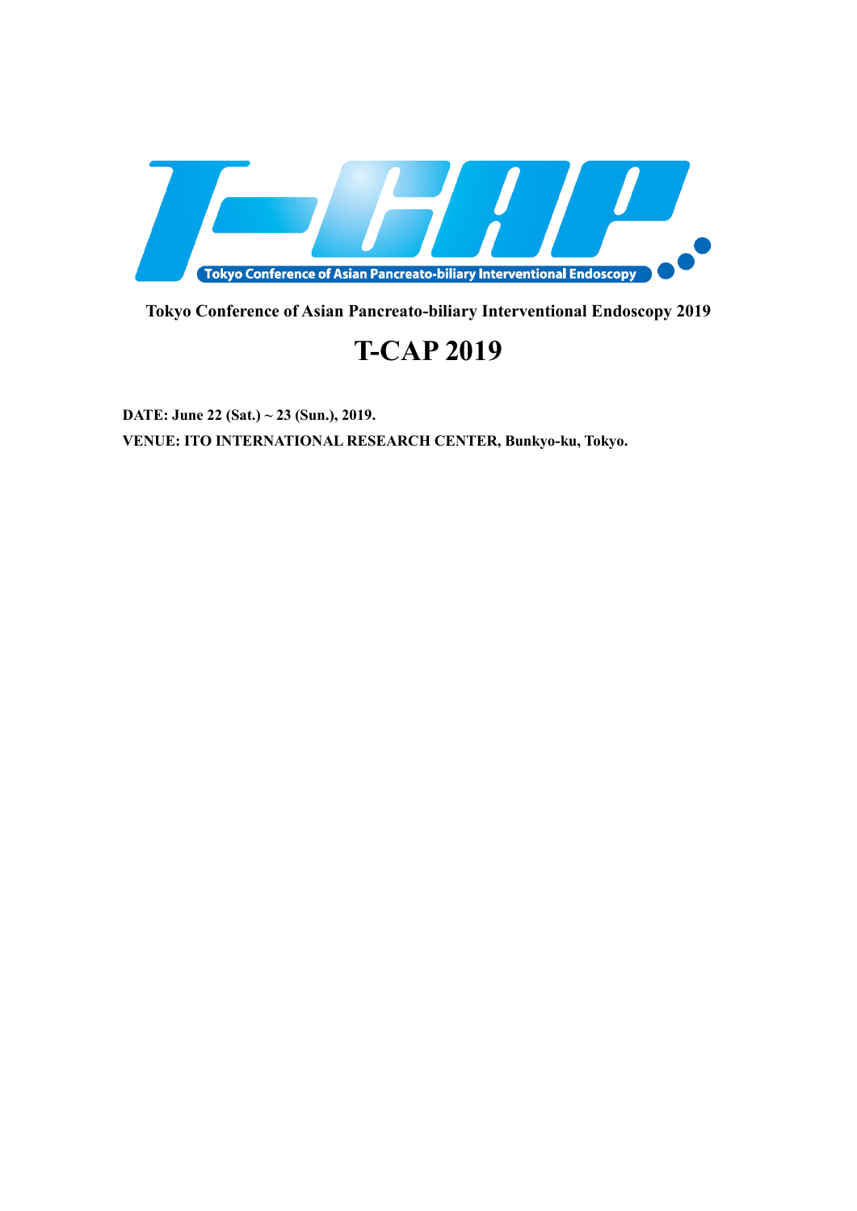Tokyo Conference of Asian Pancreato-biliary Interventional Endoscopy

**Tokyo Conference of Asian Pancreato-biliary Interventional Endoscopy 2019**

# T-CAP 2019

**DATE: June 22 (Sat.) ~ 23 (Sun.), 2019.**

**VENUE: ITO INTERNATIONAL RESEARCH CENTER, Bunkyo-ku, Tokyo.**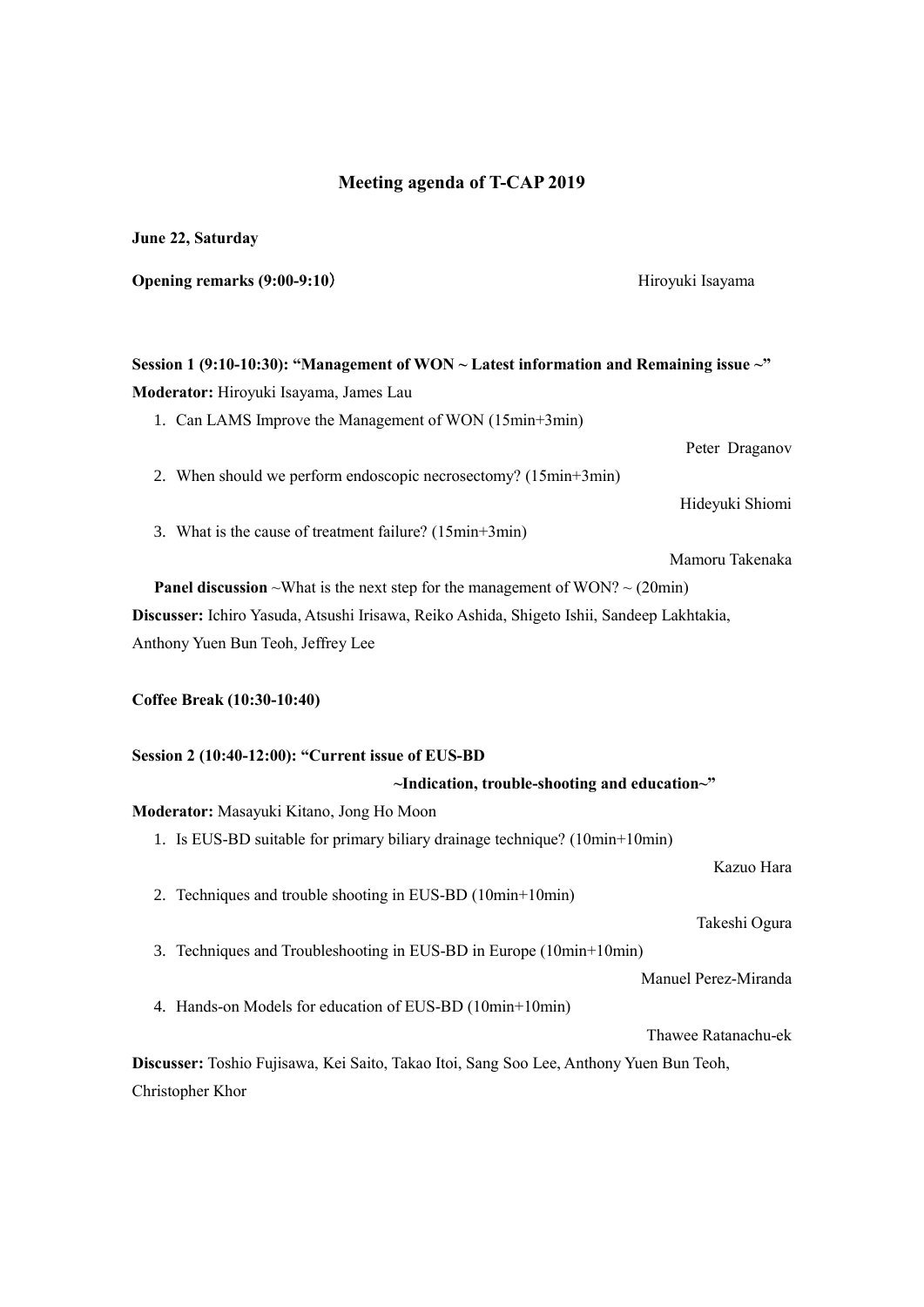# Meeting agenda of T-CAP 2019

**June 22, Saturday**

**Opening remarks (9:00-9:10）** Hiroyuki Isayama

**Session 1 (9:10-10:30): "Management of WON ~ Latest information and Remaining issue ~"**

**Moderator:** Hiroyuki Isayama, James Lau

1. Can LAMS Improve the Management of WON (15min+3min)
   Peter Draganov
2. When should we perform endoscopic necrosectomy? (15min+3min)
   Hideyuki Shiomi
3. What is the cause of treatment failure? (15min+3min)
   Mamoru Takenaka

**Panel discussion** ~What is the next step for the management of WON? ~ (20min)

**Discusser:** Ichiro Yasuda, Atsushi Irisawa, Reiko Ashida, Shigeto Ishii, Sandeep Lakhtakia, Anthony Yuen Bun Teoh, Jeffrey Lee

**Coffee Break (10:30-10:40)**

**Session 2 (10:40-12:00): "Current issue of EUS-BD ~Indication, trouble-shooting and education~"**

**Moderator:** Masayuki Kitano, Jong Ho Moon

1. Is EUS-BD suitable for primary biliary drainage technique? (10min+10min)
   Kazuo Hara
2. Techniques and trouble shooting in EUS-BD (10min+10min)
   Takeshi Ogura
3. Techniques and Troubleshooting in EUS-BD in Europe (10min+10min)
   Manuel Perez-Miranda
4. Hands-on Models for education of EUS-BD (10min+10min)
   Thawee Ratanachu-ek

**Discusser:** Toshio Fujisawa, Kei Saito, Takao Itoi, Sang Soo Lee, Anthony Yuen Bun Teoh, Christopher Khor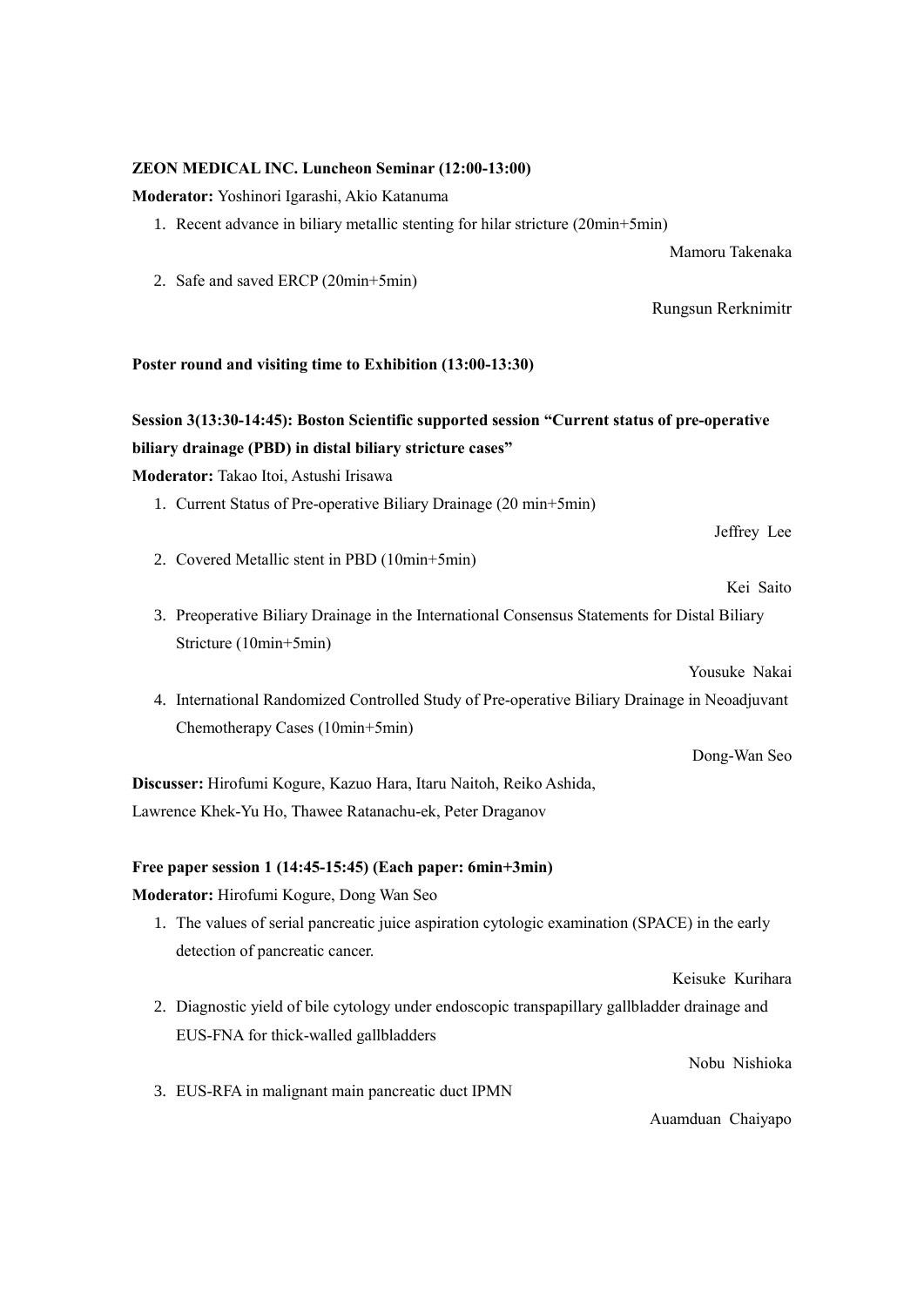**ZEON MEDICAL INC. Luncheon Seminar (12:00-13:00)**

**Moderator:** Yoshinori Igarashi, Akio Katanuma

1. Recent advance in biliary metallic stenting for hilar stricture (20min+5min)

   Mamoru Takenaka

2. Safe and saved ERCP (20min+5min)

   Rungsun Rerknimitr

**Poster round and visiting time to Exhibition (13:00-13:30)**

**Session 3(13:30-14:45): Boston Scientific supported session "Current status of pre-operative biliary drainage (PBD) in distal biliary stricture cases"**

**Moderator:** Takao Itoi, Astushi Irisawa

1. Current Status of Pre-operative Biliary Drainage (20 min+5min)

   Jeffrey Lee

2. Covered Metallic stent in PBD (10min+5min)

   Kei Saito

3. Preoperative Biliary Drainage in the International Consensus Statements for Distal Biliary Stricture (10min+5min)

   Yousuke Nakai

4. International Randomized Controlled Study of Pre-operative Biliary Drainage in Neoadjuvant Chemotherapy Cases (10min+5min)

   Dong-Wan Seo

**Discusser:** Hirofumi Kogure, Kazuo Hara, Itaru Naitoh, Reiko Ashida, Lawrence Khek-Yu Ho, Thawee Ratanachu-ek, Peter Draganov

**Free paper session 1 (14:45-15:45) (Each paper: 6min+3min)**

**Moderator:** Hirofumi Kogure, Dong Wan Seo

1. The values of serial pancreatic juice aspiration cytologic examination (SPACE) in the early detection of pancreatic cancer.

   Keisuke Kurihara

2. Diagnostic yield of bile cytology under endoscopic transpapillary gallbladder drainage and EUS-FNA for thick-walled gallbladders

   Nobu Nishioka

3. EUS-RFA in malignant main pancreatic duct IPMN

   Auamduan Chaiyapo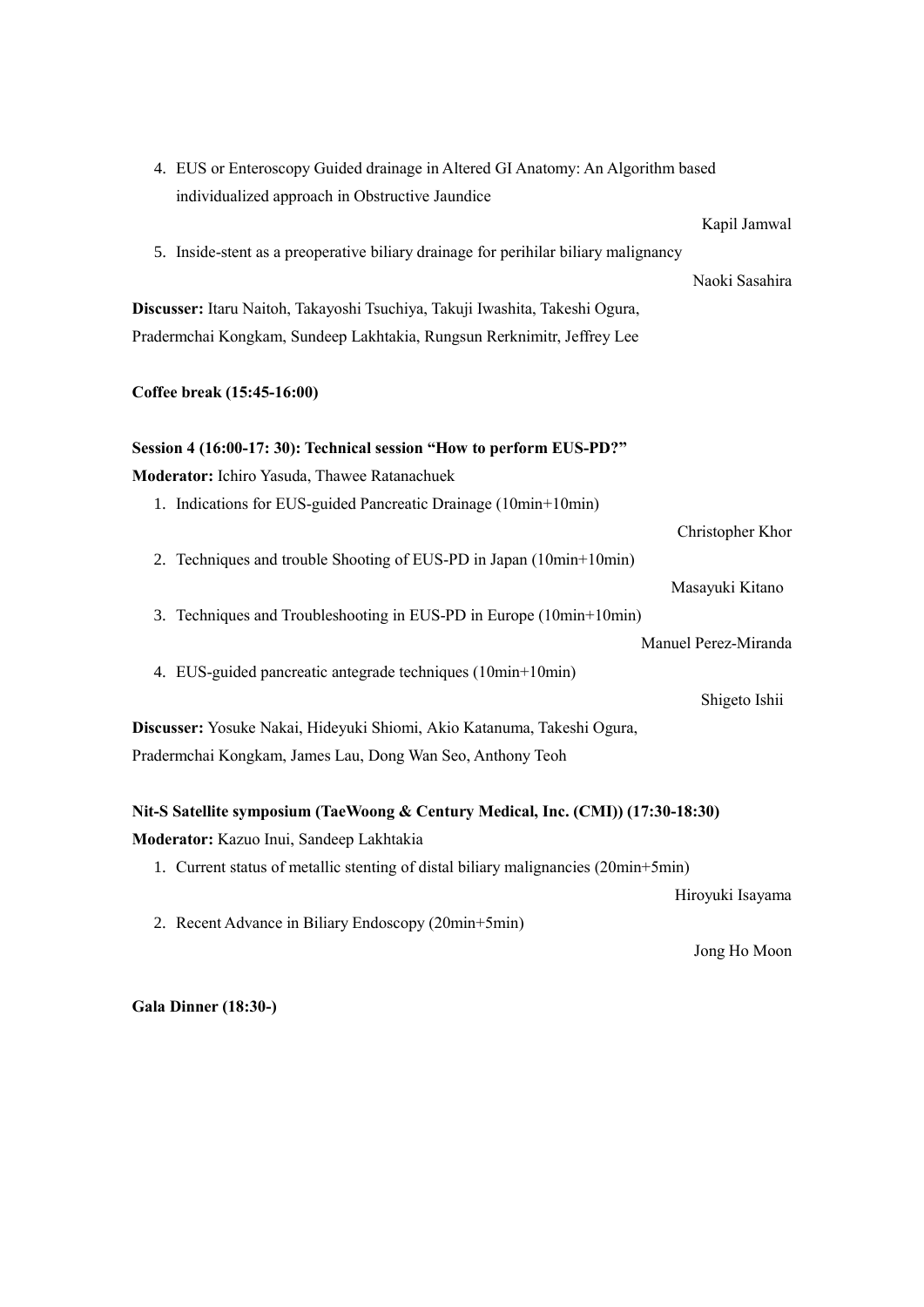4. EUS or Enteroscopy Guided drainage in Altered GI Anatomy: An Algorithm based individualized approach in Obstructive Jaundice

Kapil Jamwal

5. Inside-stent as a preoperative biliary drainage for perihilar biliary malignancy

Naoki Sasahira

**Discusser:** Itaru Naitoh, Takayoshi Tsuchiya, Takuji Iwashita, Takeshi Ogura, Pradermchai Kongkam, Sundeep Lakhtakia, Rungsun Rerknimitr, Jeffrey Lee

**Coffee break (15:45-16:00)**

**Session 4 (16:00-17: 30): Technical session "How to perform EUS-PD?"**

**Moderator:** Ichiro Yasuda, Thawee Ratanachuek

1. Indications for EUS-guided Pancreatic Drainage (10min+10min)

Christopher Khor

2. Techniques and trouble Shooting of EUS-PD in Japan (10min+10min)

Masayuki Kitano

3. Techniques and Troubleshooting in EUS-PD in Europe (10min+10min)

Manuel Perez-Miranda

4. EUS-guided pancreatic antegrade techniques (10min+10min)

Shigeto Ishii

**Discusser:** Yosuke Nakai, Hideyuki Shiomi, Akio Katanuma, Takeshi Ogura, Pradermchai Kongkam, James Lau, Dong Wan Seo, Anthony Teoh

**Nit-S Satellite symposium (TaeWoong & Century Medical, Inc. (CMI)) (17:30-18:30)**

**Moderator:** Kazuo Inui, Sandeep Lakhtakia

1. Current status of metallic stenting of distal biliary malignancies (20min+5min)

Hiroyuki Isayama

2. Recent Advance in Biliary Endoscopy (20min+5min)

Jong Ho Moon

**Gala Dinner (18:30-)**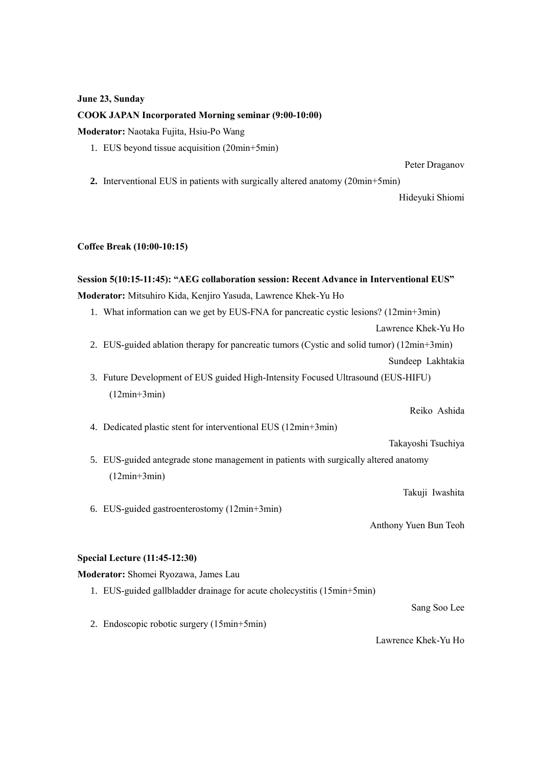**June 23, Sunday**

**COOK JAPAN Incorporated Morning seminar (9:00-10:00)**

**Moderator:** Naotaka Fujita, Hsiu-Po Wang

1. EUS beyond tissue acquisition (20min+5min)

   Peter Draganov

2. Interventional EUS in patients with surgically altered anatomy (20min+5min)

   Hideyuki Shiomi

**Coffee Break (10:00-10:15)**

**Session 5(10:15-11:45): "AEG collaboration session: Recent Advance in Interventional EUS"**

**Moderator:** Mitsuhiro Kida, Kenjiro Yasuda, Lawrence Khek-Yu Ho

1. What information can we get by EUS-FNA for pancreatic cystic lesions? (12min+3min)

   Lawrence Khek-Yu Ho

2. EUS-guided ablation therapy for pancreatic tumors (Cystic and solid tumor) (12min+3min)

   Sundeep Lakhtakia

3. Future Development of EUS guided High-Intensity Focused Ultrasound (EUS-HIFU) (12min+3min)

   Reiko Ashida

4. Dedicated plastic stent for interventional EUS (12min+3min)

   Takayoshi Tsuchiya

5. EUS-guided antegrade stone management in patients with surgically altered anatomy (12min+3min)

   Takuji Iwashita

6. EUS-guided gastroenterostomy (12min+3min)

   Anthony Yuen Bun Teoh

**Special Lecture (11:45-12:30)**

**Moderator:** Shomei Ryozawa, James Lau

1. EUS-guided gallbladder drainage for acute cholecystitis (15min+5min)

   Sang Soo Lee

2. Endoscopic robotic surgery (15min+5min)

   Lawrence Khek-Yu Ho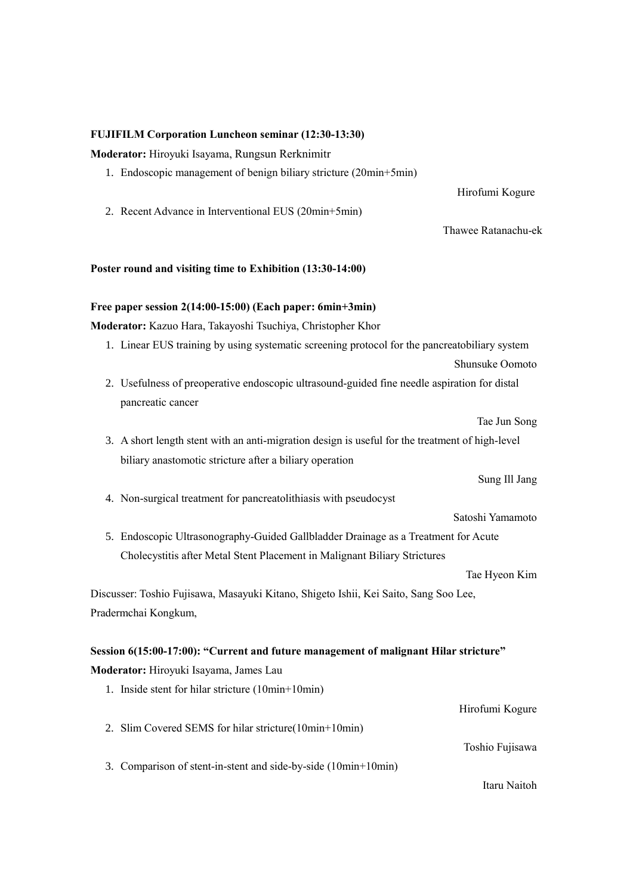**FUJIFILM Corporation Luncheon seminar (12:30-13:30)**

**Moderator:** Hiroyuki Isayama, Rungsun Rerknimitr

1. Endoscopic management of benign biliary stricture (20min+5min)

   Hirofumi Kogure

2. Recent Advance in Interventional EUS (20min+5min)

   Thawee Ratanachu-ek

**Poster round and visiting time to Exhibition (13:30-14:00)**

**Free paper session 2(14:00-15:00) (Each paper: 6min+3min)**

**Moderator:** Kazuo Hara, Takayoshi Tsuchiya, Christopher Khor

1. Linear EUS training by using systematic screening protocol for the pancreatobiliary system

   Shunsuke Oomoto

2. Usefulness of preoperative endoscopic ultrasound-guided fine needle aspiration for distal pancreatic cancer

   Tae Jun Song

3. A short length stent with an anti-migration design is useful for the treatment of high-level biliary anastomotic stricture after a biliary operation

   Sung Ill Jang

4. Non-surgical treatment for pancreatolithiasis with pseudocyst

   Satoshi Yamamoto

5. Endoscopic Ultrasonography-Guided Gallbladder Drainage as a Treatment for Acute Cholecystitis after Metal Stent Placement in Malignant Biliary Strictures

   Tae Hyeon Kim

Discusser: Toshio Fujisawa, Masayuki Kitano, Shigeto Ishii, Kei Saito, Sang Soo Lee, Pradermchai Kongkum,

**Session 6(15:00-17:00): "Current and future management of malignant Hilar stricture"**

**Moderator:** Hiroyuki Isayama, James Lau

1. Inside stent for hilar stricture (10min+10min)

   Hirofumi Kogure

2. Slim Covered SEMS for hilar stricture(10min+10min)

   Toshio Fujisawa

3. Comparison of stent-in-stent and side-by-side (10min+10min)

   Itaru Naitoh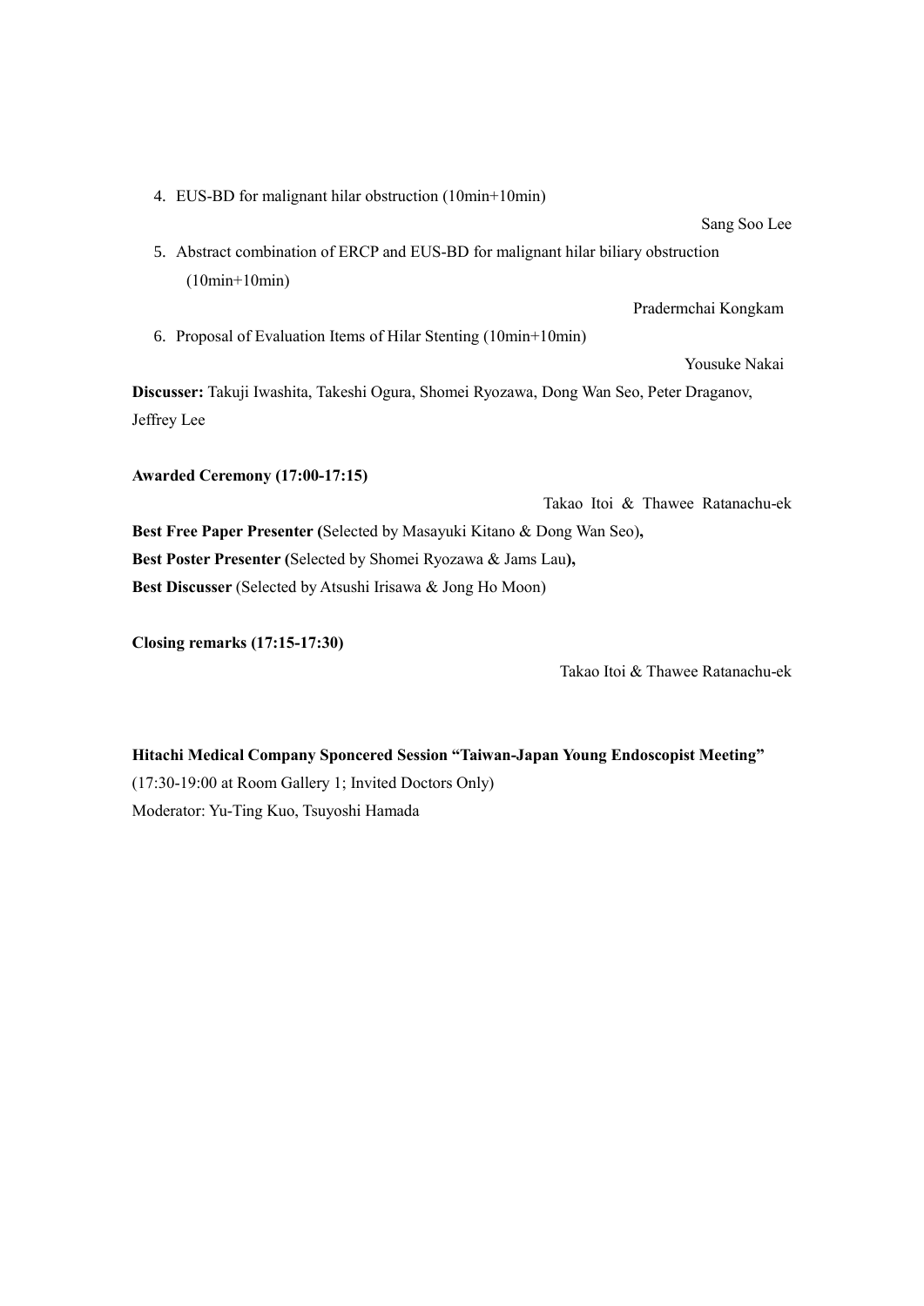4. EUS-BD for malignant hilar obstruction (10min+10min)

   Sang Soo Lee

5. Abstract combination of ERCP and EUS-BD for malignant hilar biliary obstruction (10min+10min)

   Pradermchai Kongkam

6. Proposal of Evaluation Items of Hilar Stenting (10min+10min)

   Yousuke Nakai

**Discusser:** Takuji Iwashita, Takeshi Ogura, Shomei Ryozawa, Dong Wan Seo, Peter Draganov, Jeffrey Lee

**Awarded Ceremony (17:00-17:15)**

Takao Itoi & Thawee Ratanachu-ek

**Best Free Paper Presenter (**Selected by Masayuki Kitano & Dong Wan Seo**),**
**Best Poster Presenter (**Selected by Shomei Ryozawa & Jams Lau**),**
**Best Discusser** (Selected by Atsushi Irisawa & Jong Ho Moon)

**Closing remarks (17:15-17:30)**

Takao Itoi & Thawee Ratanachu-ek

**Hitachi Medical Company Sponcered Session "Taiwan-Japan Young Endoscopist Meeting"**
(17:30-19:00 at Room Gallery 1; Invited Doctors Only)
Moderator: Yu-Ting Kuo, Tsuyoshi Hamada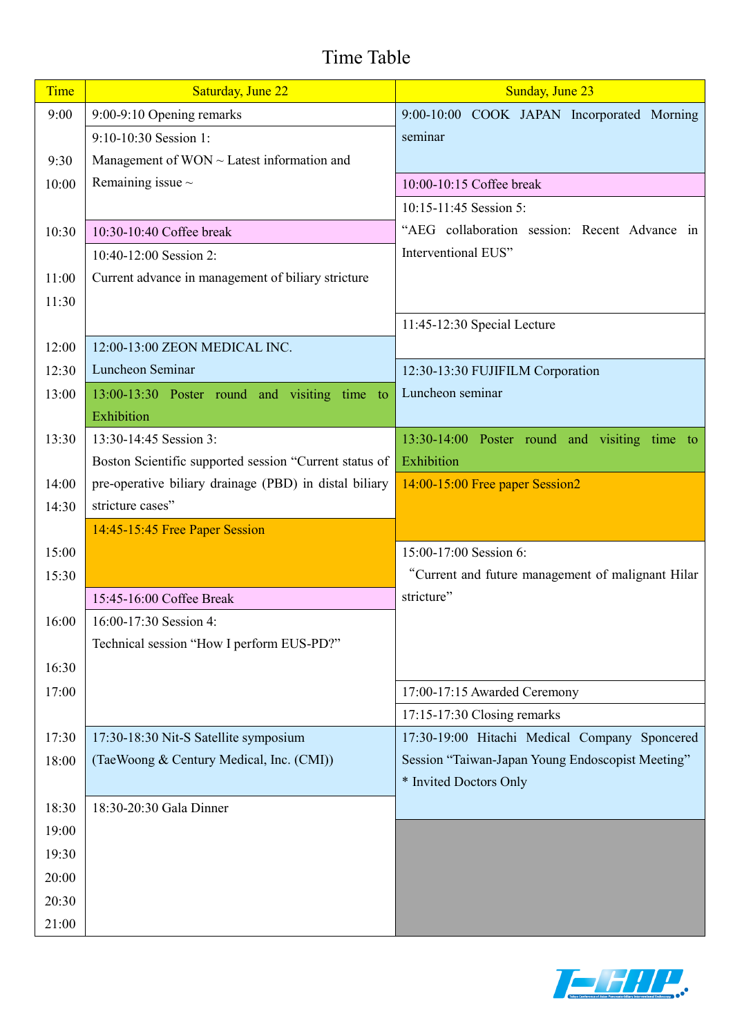# Time Table

| Time | Saturday, June 22 | Sunday, June 23 |
|---|---|---|
| 9:00 | 9:00-9:10 Opening remarks | 9:00-10:00 COOK JAPAN Incorporated Morning seminar |
| 9:30 | 9:10-10:30 Session 1: Management of WON ~ Latest information and Remaining issue ~ | |
| 10:00 | | 10:00-10:15 Coffee break |
| | | 10:15-11:45 Session 5: "AEG collaboration session: Recent Advance in Interventional EUS" |
| 10:30 | 10:30-10:40 Coffee break | |
| | 10:40-12:00 Session 2: Current advance in management of biliary stricture | |
| 11:00 | | |
| 11:30 | | |
| | | 11:45-12:30 Special Lecture |
| 12:00 | 12:00-13:00 ZEON MEDICAL INC. Luncheon Seminar | |
| 12:30 | | 12:30-13:30 FUJIFILM Corporation Luncheon seminar |
| 13:00 | 13:00-13:30 Poster round and visiting time to Exhibition | |
| 13:30 | 13:30-14:45 Session 3: Boston Scientific supported session "Current status of pre-operative biliary drainage (PBD) in distal biliary stricture cases" | 13:30-14:00 Poster round and visiting time to Exhibition |
| 14:00 | | 14:00-15:00 Free paper Session2 |
| 14:30 | | |
| | 14:45-15:45 Free Paper Session | |
| 15:00 | | 15:00-17:00 Session 6: "Current and future management of malignant Hilar stricture" |
| 15:30 | | |
| | 15:45-16:00 Coffee Break | |
| 16:00 | 16:00-17:30 Session 4: Technical session "How I perform EUS-PD?" | |
| 16:30 | | |
| 17:00 | | 17:00-17:15 Awarded Ceremony |
| | | 17:15-17:30 Closing remarks |
| 17:30 | 17:30-18:30 Nit-S Satellite symposium (TaeWoong & Century Medical, Inc. (CMI)) | 17:30-19:00 Hitachi Medical Company Sponcered Session "Taiwan-Japan Young Endoscopist Meeting" * Invited Doctors Only |
| 18:00 | | |
| 18:30 | 18:30-20:30 Gala Dinner | |
| 19:00 | | |
| 19:30 | | |
| 20:00 | | |
| 20:30 | | |
| 21:00 | | |